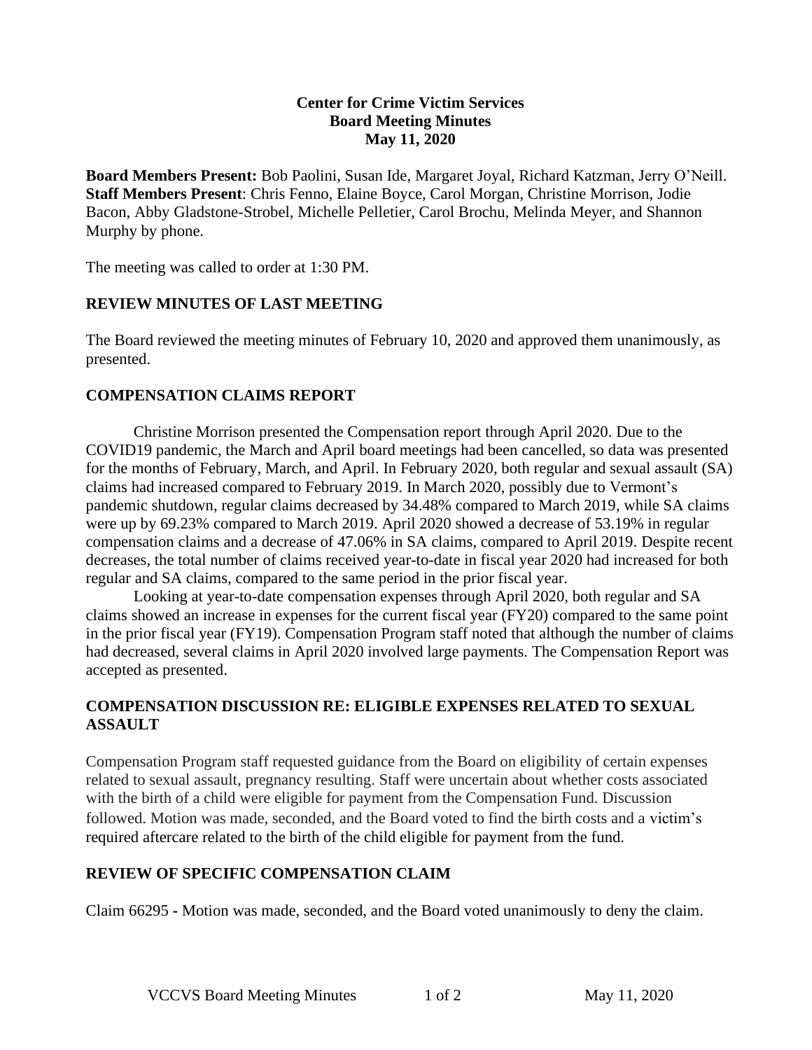**Center for Crime Victim Services**
**Board Meeting Minutes**
**May 11, 2020**

**Board Members Present:** Bob Paolini, Susan Ide, Margaret Joyal, Richard Katzman, Jerry O'Neill. **Staff Members Present**: Chris Fenno, Elaine Boyce, Carol Morgan, Christine Morrison, Jodie Bacon, Abby Gladstone-Strobel, Michelle Pelletier, Carol Brochu, Melinda Meyer, and Shannon Murphy by phone.

The meeting was called to order at 1:30 PM.

## REVIEW MINUTES OF LAST MEETING

The Board reviewed the meeting minutes of February 10, 2020 and approved them unanimously, as presented.

## COMPENSATION CLAIMS REPORT

Christine Morrison presented the Compensation report through April 2020. Due to the COVID19 pandemic, the March and April board meetings had been cancelled, so data was presented for the months of February, March, and April. In February 2020, both regular and sexual assault (SA) claims had increased compared to February 2019. In March 2020, possibly due to Vermont's pandemic shutdown, regular claims decreased by 34.48% compared to March 2019, while SA claims were up by 69.23% compared to March 2019. April 2020 showed a decrease of 53.19% in regular compensation claims and a decrease of 47.06% in SA claims, compared to April 2019. Despite recent decreases, the total number of claims received year-to-date in fiscal year 2020 had increased for both regular and SA claims, compared to the same period in the prior fiscal year.

Looking at year-to-date compensation expenses through April 2020, both regular and SA claims showed an increase in expenses for the current fiscal year (FY20) compared to the same point in the prior fiscal year (FY19). Compensation Program staff noted that although the number of claims had decreased, several claims in April 2020 involved large payments. The Compensation Report was accepted as presented.

## COMPENSATION DISCUSSION RE: ELIGIBLE EXPENSES RELATED TO SEXUAL ASSAULT

Compensation Program staff requested guidance from the Board on eligibility of certain expenses related to sexual assault, pregnancy resulting. Staff were uncertain about whether costs associated with the birth of a child were eligible for payment from the Compensation Fund. Discussion followed. Motion was made, seconded, and the Board voted to find the birth costs and a victim's required aftercare related to the birth of the child eligible for payment from the fund.

## REVIEW OF SPECIFIC COMPENSATION CLAIM

Claim 66295 - Motion was made, seconded, and the Board voted unanimously to deny the claim.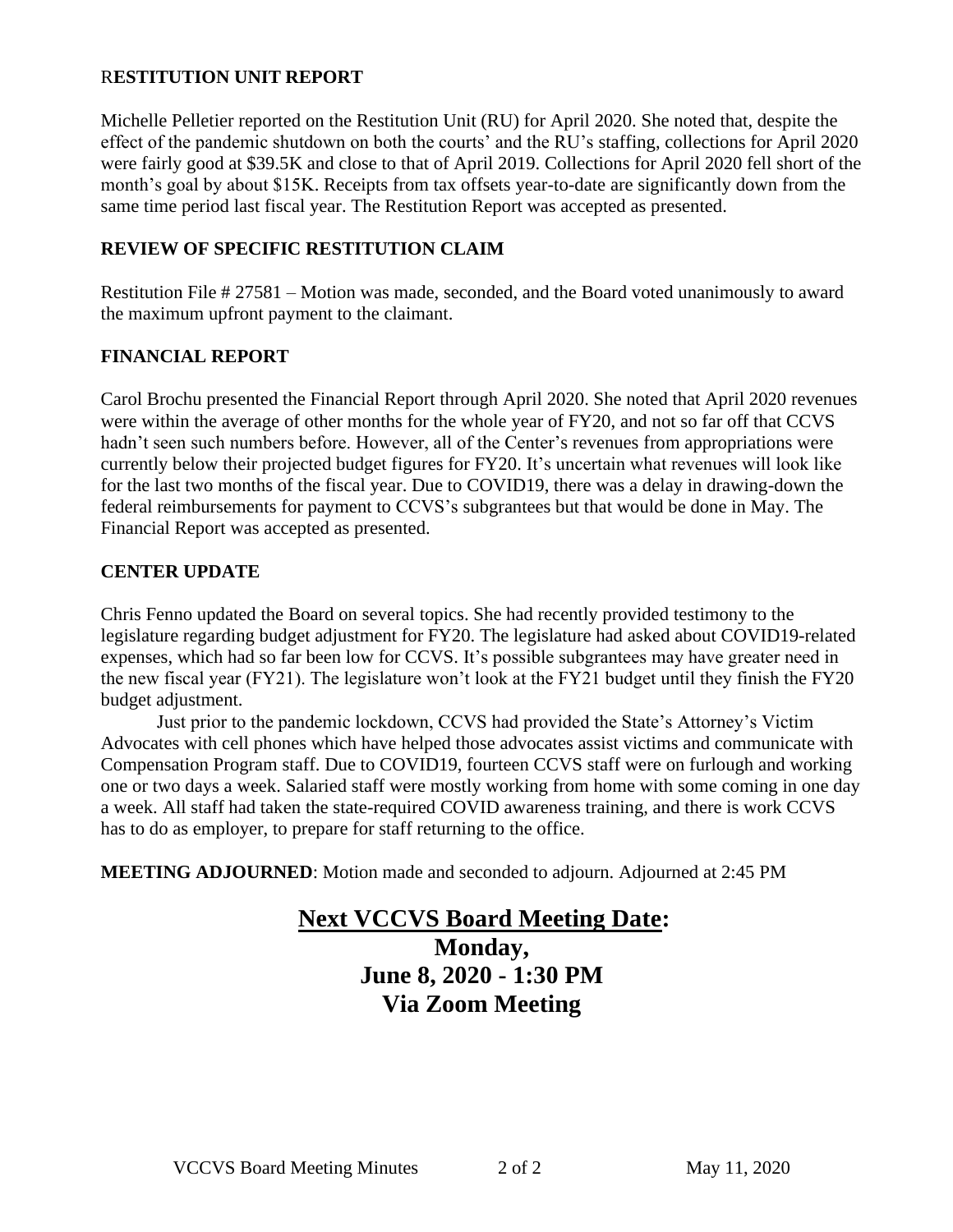**RESTITUTION UNIT REPORT**

Michelle Pelletier reported on the Restitution Unit (RU) for April 2020. She noted that, despite the effect of the pandemic shutdown on both the courts' and the RU's staffing, collections for April 2020 were fairly good at $39.5K and close to that of April 2019. Collections for April 2020 fell short of the month's goal by about $15K. Receipts from tax offsets year-to-date are significantly down from the same time period last fiscal year. The Restitution Report was accepted as presented.

**REVIEW OF SPECIFIC RESTITUTION CLAIM**

Restitution File # 27581 – Motion was made, seconded, and the Board voted unanimously to award the maximum upfront payment to the claimant.

**FINANCIAL REPORT**

Carol Brochu presented the Financial Report through April 2020. She noted that April 2020 revenues were within the average of other months for the whole year of FY20, and not so far off that CCVS hadn't seen such numbers before. However, all of the Center's revenues from appropriations were currently below their projected budget figures for FY20. It's uncertain what revenues will look like for the last two months of the fiscal year. Due to COVID19, there was a delay in drawing-down the federal reimbursements for payment to CCVS's subgrantees but that would be done in May. The Financial Report was accepted as presented.

**CENTER UPDATE**

Chris Fenno updated the Board on several topics. She had recently provided testimony to the legislature regarding budget adjustment for FY20. The legislature had asked about COVID19-related expenses, which had so far been low for CCVS. It's possible subgrantees may have greater need in the new fiscal year (FY21). The legislature won't look at the FY21 budget until they finish the FY20 budget adjustment.

Just prior to the pandemic lockdown, CCVS had provided the State's Attorney's Victim Advocates with cell phones which have helped those advocates assist victims and communicate with Compensation Program staff. Due to COVID19, fourteen CCVS staff were on furlough and working one or two days a week. Salaried staff were mostly working from home with some coming in one day a week. All staff had taken the state-required COVID awareness training, and there is work CCVS has to do as employer, to prepare for staff returning to the office.

**MEETING ADJOURNED**: Motion made and seconded to adjourn. Adjourned at 2:45 PM

## Next VCCVS Board Meeting Date:
## Monday,
## June 8, 2020 - 1:30 PM
## Via Zoom Meeting